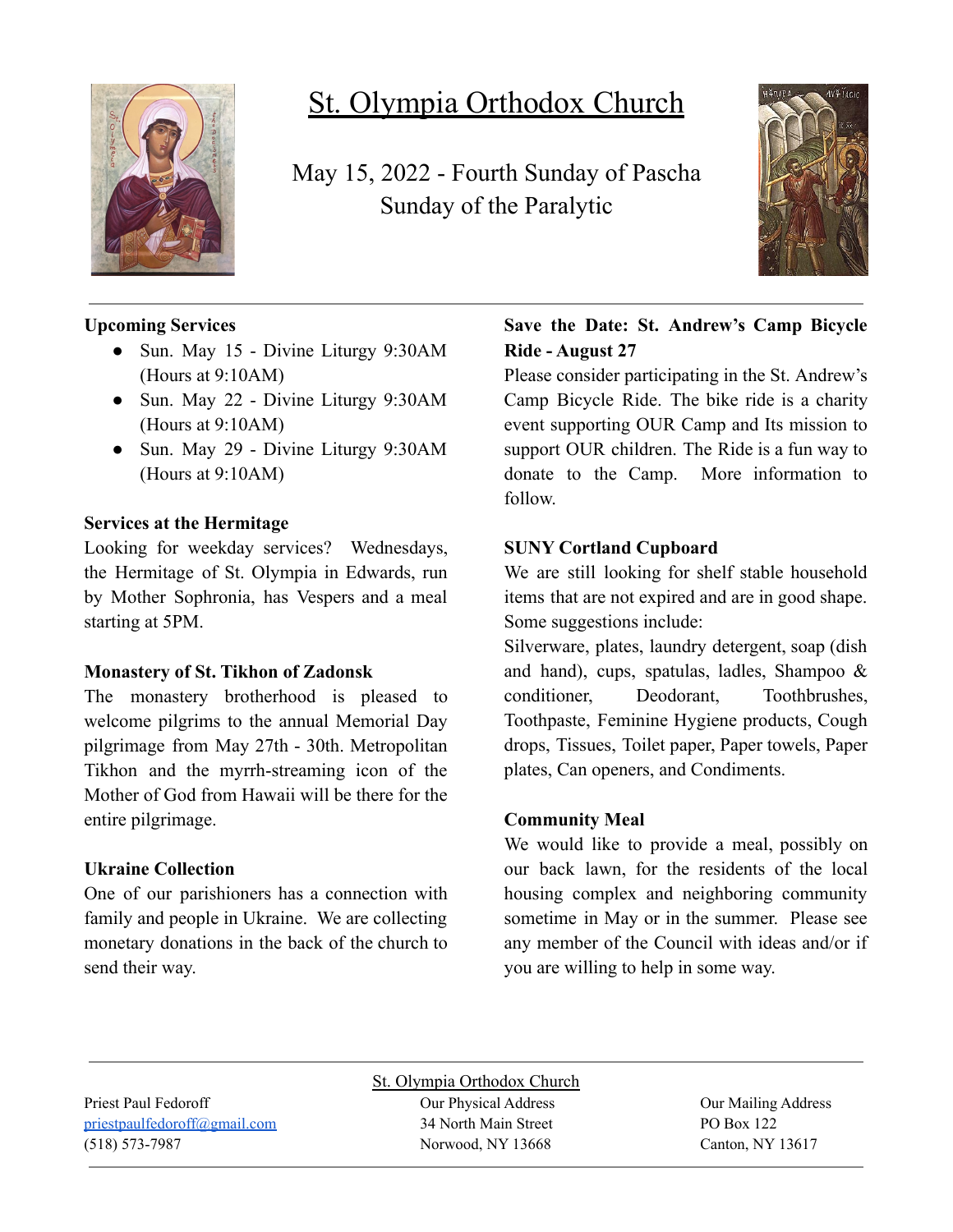# St. Olympia Orthodox Church

May 15, 2022 - Fourth Sunday of Pascha
Sunday of the Paralytic

**Upcoming Services**

- Sun. May 15 - Divine Liturgy 9:30AM (Hours at 9:10AM)
- Sun. May 22 - Divine Liturgy 9:30AM (Hours at 9:10AM)
- Sun. May 29 - Divine Liturgy 9:30AM (Hours at 9:10AM)

**Services at the Hermitage**

Looking for weekday services? Wednesdays, the Hermitage of St. Olympia in Edwards, run by Mother Sophronia, has Vespers and a meal starting at 5PM.

**Monastery of St. Tikhon of Zadonsk**

The monastery brotherhood is pleased to welcome pilgrims to the annual Memorial Day pilgrimage from May 27th - 30th. Metropolitan Tikhon and the myrrh-streaming icon of the Mother of God from Hawaii will be there for the entire pilgrimage.

**Ukraine Collection**

One of our parishioners has a connection with family and people in Ukraine. We are collecting monetary donations in the back of the church to send their way.

**Save the Date: St. Andrew's Camp Bicycle Ride - August 27**

Please consider participating in the St. Andrew's Camp Bicycle Ride. The bike ride is a charity event supporting OUR Camp and Its mission to support OUR children. The Ride is a fun way to donate to the Camp. More information to follow.

**SUNY Cortland Cupboard**

We are still looking for shelf stable household items that are not expired and are in good shape. Some suggestions include:

Silverware, plates, laundry detergent, soap (dish and hand), cups, spatulas, ladles, Shampoo & conditioner, Deodorant, Toothbrushes, Toothpaste, Feminine Hygiene products, Cough drops, Tissues, Toilet paper, Paper towels, Paper plates, Can openers, and Condiments.

**Community Meal**

We would like to provide a meal, possibly on our back lawn, for the residents of the local housing complex and neighboring community sometime in May or in the summer. Please see any member of the Council with ideas and/or if you are willing to help in some way.

---

St. Olympia Orthodox Church

Priest Paul Fedoroff
priestpaulfedoroff@gmail.com
(518) 573-7987

Our Physical Address
34 North Main Street
Norwood, NY 13668

Our Mailing Address
PO Box 122
Canton, NY 13617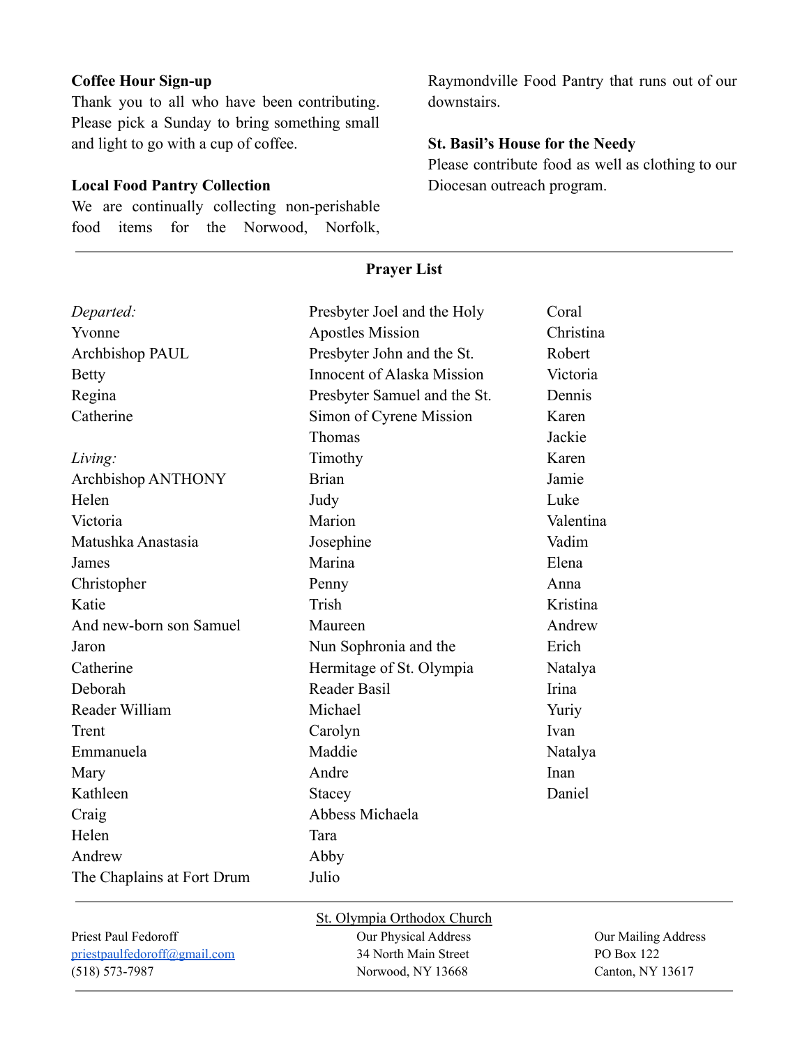**Coffee Hour Sign-up**

Thank you to all who have been contributing. Please pick a Sunday to bring something small and light to go with a cup of coffee.

**Local Food Pantry Collection**

We are continually collecting non-perishable food items for the Norwood, Norfolk, Raymondville Food Pantry that runs out of our downstairs.

**St. Basil's House for the Needy**

Please contribute food as well as clothing to our Diocesan outreach program.

---

**Prayer List**

*Departed:*

Yvonne
Archbishop PAUL
Betty
Regina
Catherine

*Living:*

Archbishop ANTHONY
Helen
Victoria
Matushka Anastasia
James
Christopher
Katie
And new-born son Samuel
Jaron
Catherine
Deborah
Reader William
Trent
Emmanuela
Mary
Kathleen
Craig
Helen
Andrew
The Chaplains at Fort Drum
Presbyter Joel and the Holy Apostles Mission
Presbyter John and the St. Innocent of Alaska Mission
Presbyter Samuel and the St. Simon of Cyrene Mission
Thomas
Timothy
Brian
Judy
Marion
Josephine
Marina
Penny
Trish
Maureen
Nun Sophronia and the Hermitage of St. Olympia
Reader Basil
Michael
Carolyn
Maddie
Andre
Stacey
Abbess Michaela
Tara
Abby
Julio
Coral
Christina
Robert
Victoria
Dennis
Karen
Jackie
Karen
Jamie
Luke
Valentina
Vadim
Elena
Anna
Kristina
Andrew
Erich
Natalya
Irina
Yuriy
Ivan
Natalya
Inan
Daniel

---

St. Olympia Orthodox Church

Priest Paul Fedoroff
priestpaulfedoroff@gmail.com
(518) 573-7987

Our Physical Address
34 North Main Street
Norwood, NY 13668

Our Mailing Address
PO Box 122
Canton, NY 13617